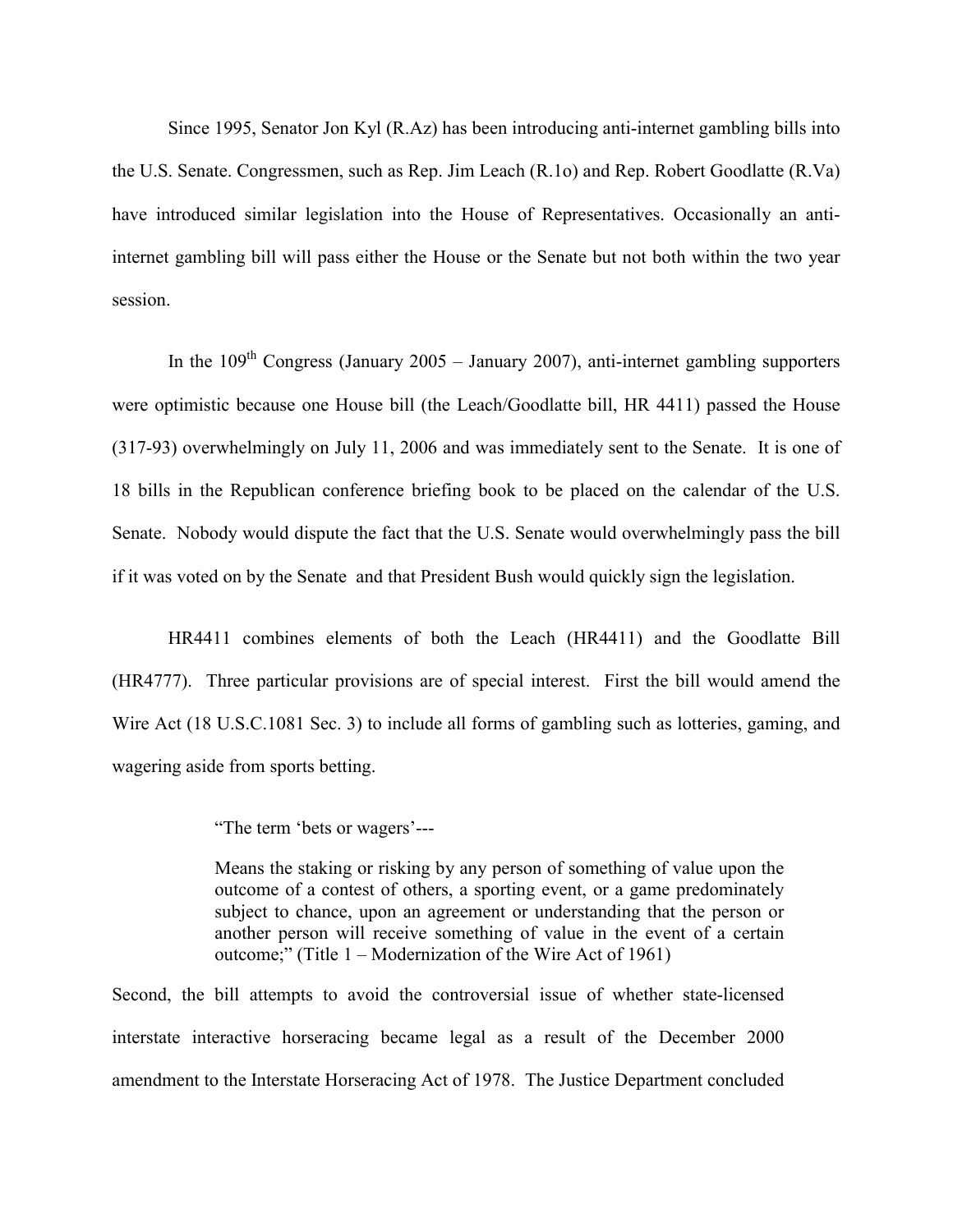Since 1995, Senator Jon Kyl (R.Az) has been introducing anti-internet gambling bills into the U.S. Senate. Congressmen, such as Rep. Jim Leach (R.1o) and Rep. Robert Goodlatte (R.Va) have introduced similar legislation into the House of Representatives. Occasionally an anti-internet gambling bill will pass either the House or the Senate but not both within the two year session.

In the 109th Congress (January 2005 – January 2007), anti-internet gambling supporters were optimistic because one House bill (the Leach/Goodlatte bill, HR 4411) passed the House (317-93) overwhelmingly on July 11, 2006 and was immediately sent to the Senate. It is one of 18 bills in the Republican conference briefing book to be placed on the calendar of the U.S. Senate. Nobody would dispute the fact that the U.S. Senate would overwhelmingly pass the bill if it was voted on by the Senate and that President Bush would quickly sign the legislation.

HR4411 combines elements of both the Leach (HR4411) and the Goodlatte Bill (HR4777). Three particular provisions are of special interest. First the bill would amend the Wire Act (18 U.S.C.1081 Sec. 3) to include all forms of gambling such as lotteries, gaming, and wagering aside from sports betting.

> "The term 'bets or wagers'---
>
> Means the staking or risking by any person of something of value upon the outcome of a contest of others, a sporting event, or a game predominately subject to chance, upon an agreement or understanding that the person or another person will receive something of value in the event of a certain outcome;" (Title 1 – Modernization of the Wire Act of 1961)

Second, the bill attempts to avoid the controversial issue of whether state-licensed interstate interactive horseracing became legal as a result of the December 2000 amendment to the Interstate Horseracing Act of 1978. The Justice Department concluded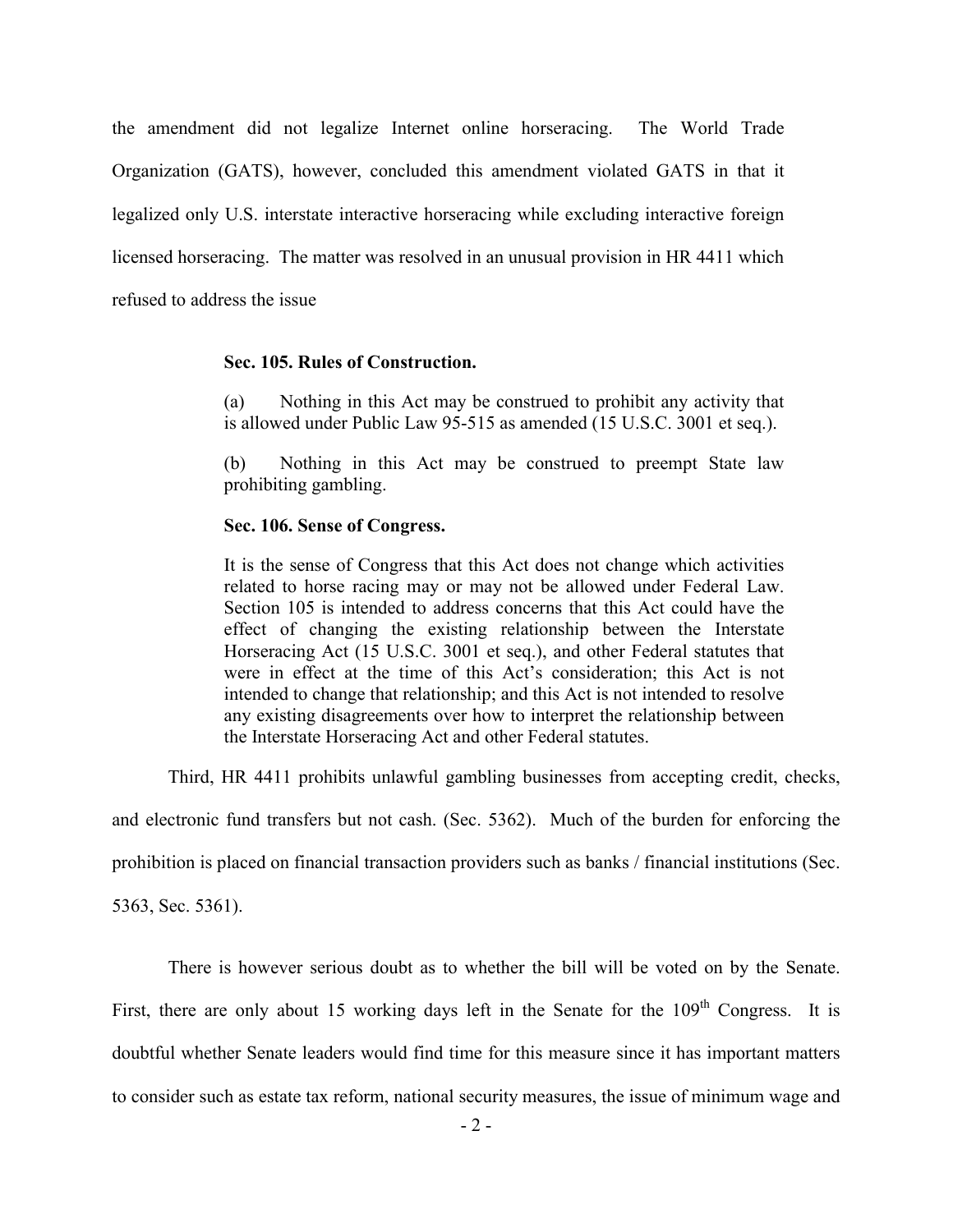the amendment did not legalize Internet online horseracing. The World Trade Organization (GATS), however, concluded this amendment violated GATS in that it legalized only U.S. interstate interactive horseracing while excluding interactive foreign licensed horseracing. The matter was resolved in an unusual provision in HR 4411 which refused to address the issue

> **Sec. 105. Rules of Construction.**
>
> (a) Nothing in this Act may be construed to prohibit any activity that is allowed under Public Law 95-515 as amended (15 U.S.C. 3001 et seq.).
>
> (b) Nothing in this Act may be construed to preempt State law prohibiting gambling.
>
> **Sec. 106. Sense of Congress.**
>
> It is the sense of Congress that this Act does not change which activities related to horse racing may or may not be allowed under Federal Law. Section 105 is intended to address concerns that this Act could have the effect of changing the existing relationship between the Interstate Horseracing Act (15 U.S.C. 3001 et seq.), and other Federal statutes that were in effect at the time of this Act's consideration; this Act is not intended to change that relationship; and this Act is not intended to resolve any existing disagreements over how to interpret the relationship between the Interstate Horseracing Act and other Federal statutes.

Third, HR 4411 prohibits unlawful gambling businesses from accepting credit, checks, and electronic fund transfers but not cash. (Sec. 5362). Much of the burden for enforcing the prohibition is placed on financial transaction providers such as banks / financial institutions (Sec. 5363, Sec. 5361).

There is however serious doubt as to whether the bill will be voted on by the Senate. First, there are only about 15 working days left in the Senate for the 109th Congress. It is doubtful whether Senate leaders would find time for this measure since it has important matters to consider such as estate tax reform, national security measures, the issue of minimum wage and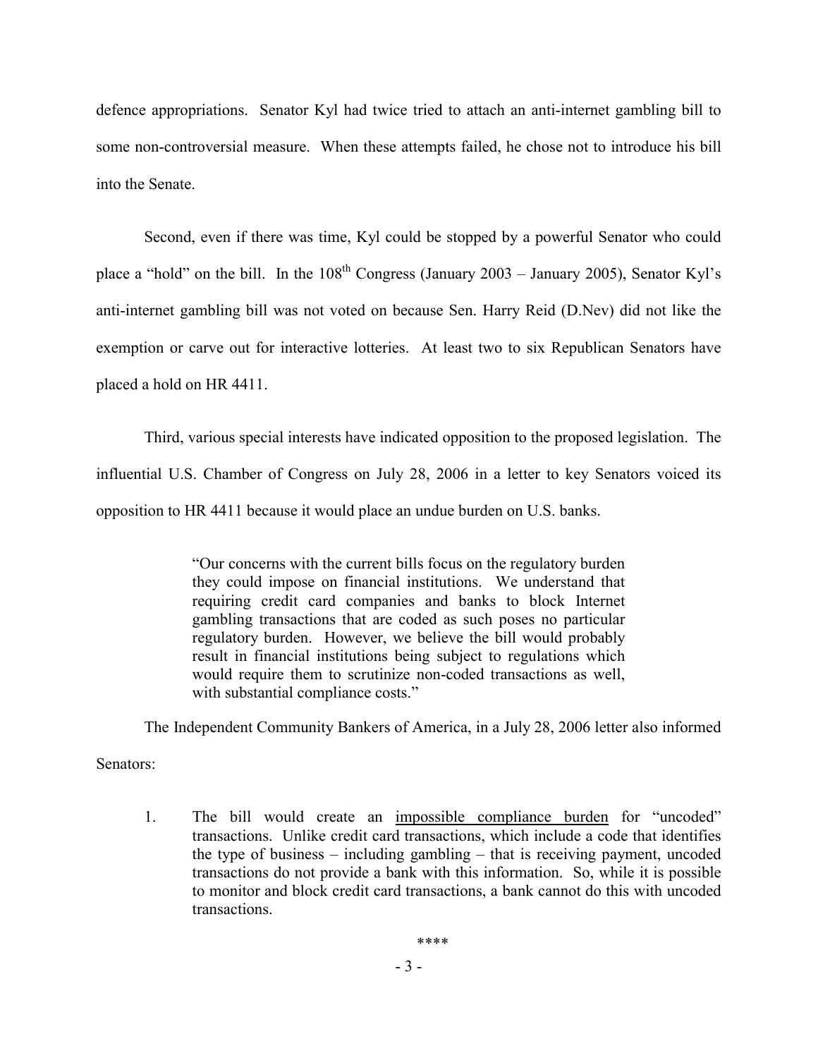defence appropriations. Senator Kyl had twice tried to attach an anti-internet gambling bill to some non-controversial measure. When these attempts failed, he chose not to introduce his bill into the Senate.

Second, even if there was time, Kyl could be stopped by a powerful Senator who could place a "hold" on the bill. In the 108th Congress (January 2003 – January 2005), Senator Kyl's anti-internet gambling bill was not voted on because Sen. Harry Reid (D.Nev) did not like the exemption or carve out for interactive lotteries. At least two to six Republican Senators have placed a hold on HR 4411.

Third, various special interests have indicated opposition to the proposed legislation. The influential U.S. Chamber of Congress on July 28, 2006 in a letter to key Senators voiced its opposition to HR 4411 because it would place an undue burden on U.S. banks.

> "Our concerns with the current bills focus on the regulatory burden they could impose on financial institutions. We understand that requiring credit card companies and banks to block Internet gambling transactions that are coded as such poses no particular regulatory burden. However, we believe the bill would probably result in financial institutions being subject to regulations which would require them to scrutinize non-coded transactions as well, with substantial compliance costs."

The Independent Community Bankers of America, in a July 28, 2006 letter also informed Senators:

1. The bill would create an <u>impossible compliance burden</u> for "uncoded" transactions. Unlike credit card transactions, which include a code that identifies the type of business – including gambling – that is receiving payment, uncoded transactions do not provide a bank with this information. So, while it is possible to monitor and block credit card transactions, a bank cannot do this with uncoded transactions.

****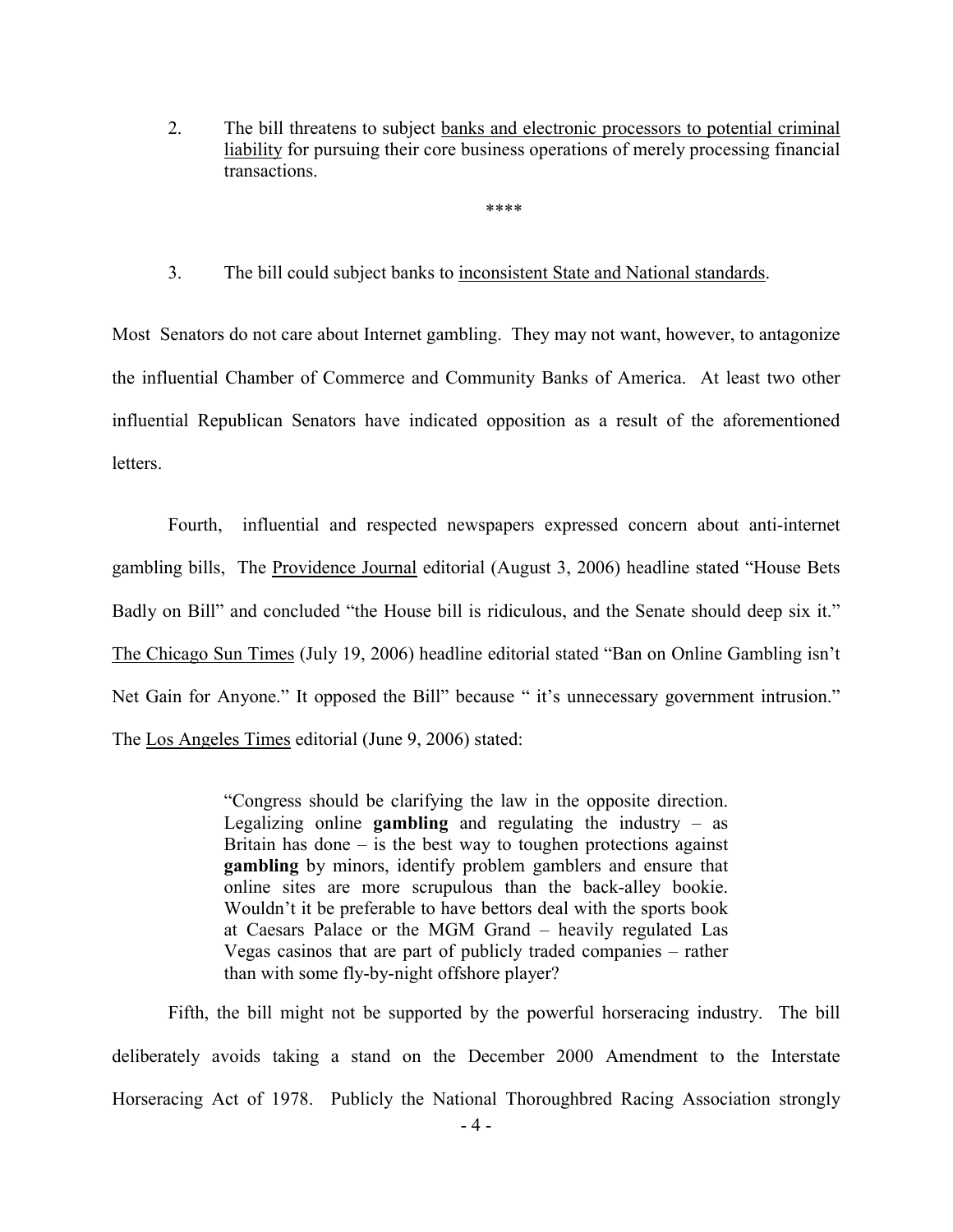2. The bill threatens to subject banks and electronic processors to potential criminal liability for pursuing their core business operations of merely processing financial transactions.

****

3. The bill could subject banks to inconsistent State and National standards.

Most Senators do not care about Internet gambling. They may not want, however, to antagonize the influential Chamber of Commerce and Community Banks of America. At least two other influential Republican Senators have indicated opposition as a result of the aforementioned letters.

Fourth, influential and respected newspapers expressed concern about anti-internet gambling bills, The Providence Journal editorial (August 3, 2006) headline stated "House Bets Badly on Bill" and concluded "the House bill is ridiculous, and the Senate should deep six it." The Chicago Sun Times (July 19, 2006) headline editorial stated "Ban on Online Gambling isn't Net Gain for Anyone." It opposed the Bill" because " it's unnecessary government intrusion." The Los Angeles Times editorial (June 9, 2006) stated:

> "Congress should be clarifying the law in the opposite direction. Legalizing online **gambling** and regulating the industry – as Britain has done – is the best way to toughen protections against **gambling** by minors, identify problem gamblers and ensure that online sites are more scrupulous than the back-alley bookie. Wouldn't it be preferable to have bettors deal with the sports book at Caesars Palace or the MGM Grand – heavily regulated Las Vegas casinos that are part of publicly traded companies – rather than with some fly-by-night offshore player?

Fifth, the bill might not be supported by the powerful horseracing industry. The bill deliberately avoids taking a stand on the December 2000 Amendment to the Interstate Horseracing Act of 1978. Publicly the National Thoroughbred Racing Association strongly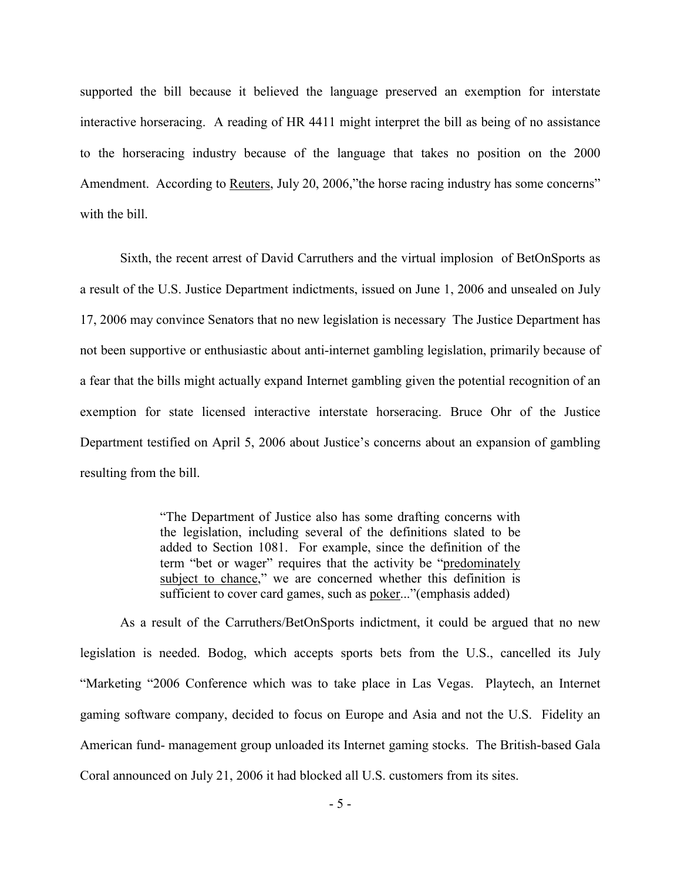supported the bill because it believed the language preserved an exemption for interstate interactive horseracing. A reading of HR 4411 might interpret the bill as being of no assistance to the horseracing industry because of the language that takes no position on the 2000 Amendment. According to Reuters, July 20, 2006,"the horse racing industry has some concerns" with the bill.

Sixth, the recent arrest of David Carruthers and the virtual implosion of BetOnSports as a result of the U.S. Justice Department indictments, issued on June 1, 2006 and unsealed on July 17, 2006 may convince Senators that no new legislation is necessary The Justice Department has not been supportive or enthusiastic about anti-internet gambling legislation, primarily because of a fear that the bills might actually expand Internet gambling given the potential recognition of an exemption for state licensed interactive interstate horseracing. Bruce Ohr of the Justice Department testified on April 5, 2006 about Justice's concerns about an expansion of gambling resulting from the bill.

> "The Department of Justice also has some drafting concerns with the legislation, including several of the definitions slated to be added to Section 1081. For example, since the definition of the term "bet or wager" requires that the activity be "predominately subject to chance," we are concerned whether this definition is sufficient to cover card games, such as poker..."(emphasis added)

As a result of the Carruthers/BetOnSports indictment, it could be argued that no new legislation is needed. Bodog, which accepts sports bets from the U.S., cancelled its July "Marketing "2006 Conference which was to take place in Las Vegas. Playtech, an Internet gaming software company, decided to focus on Europe and Asia and not the U.S. Fidelity an American fund- management group unloaded its Internet gaming stocks. The British-based Gala Coral announced on July 21, 2006 it had blocked all U.S. customers from its sites.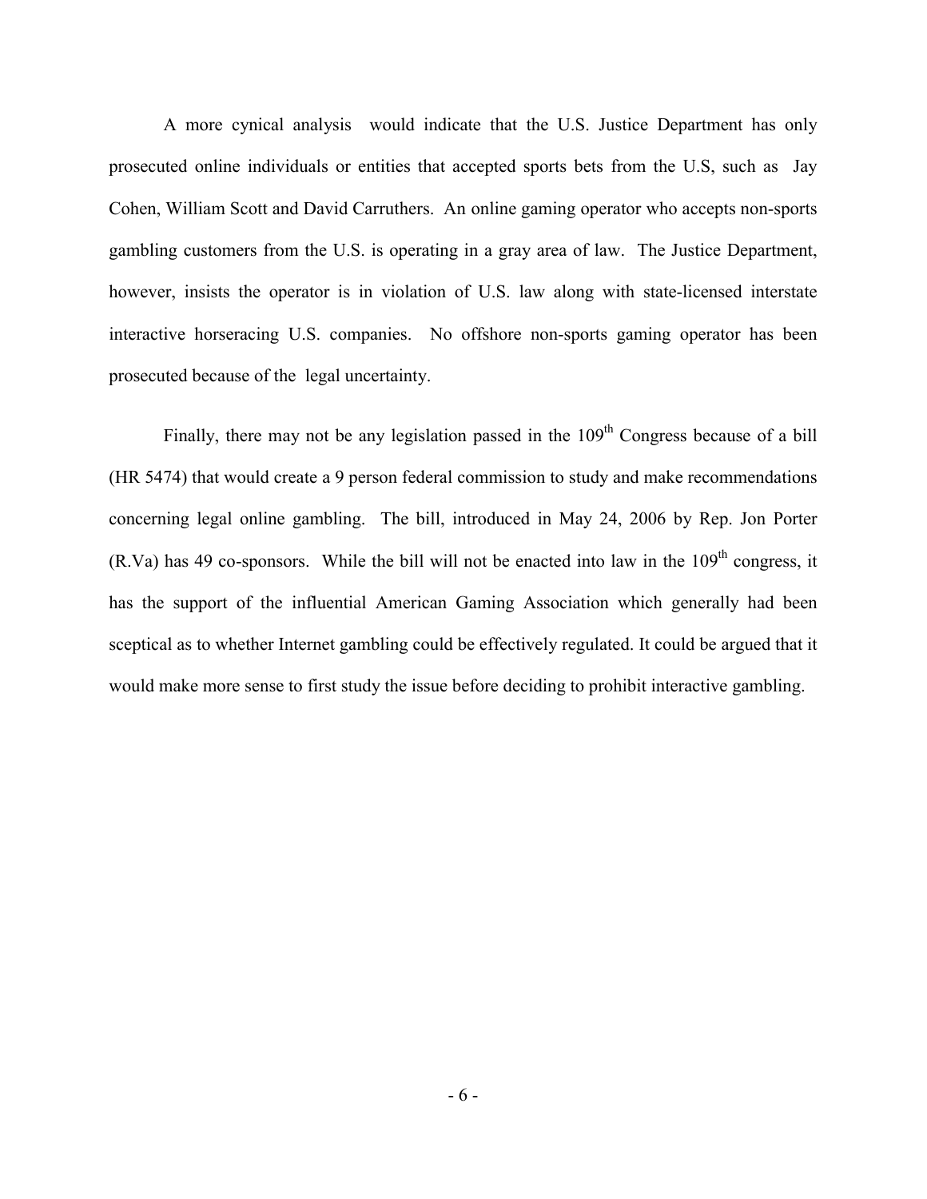A more cynical analysis would indicate that the U.S. Justice Department has only prosecuted online individuals or entities that accepted sports bets from the U.S, such as Jay Cohen, William Scott and David Carruthers. An online gaming operator who accepts non-sports gambling customers from the U.S. is operating in a gray area of law. The Justice Department, however, insists the operator is in violation of U.S. law along with state-licensed interstate interactive horseracing U.S. companies. No offshore non-sports gaming operator has been prosecuted because of the legal uncertainty.

Finally, there may not be any legislation passed in the 109th Congress because of a bill (HR 5474) that would create a 9 person federal commission to study and make recommendations concerning legal online gambling. The bill, introduced in May 24, 2006 by Rep. Jon Porter (R.Va) has 49 co-sponsors. While the bill will not be enacted into law in the 109th congress, it has the support of the influential American Gaming Association which generally had been sceptical as to whether Internet gambling could be effectively regulated. It could be argued that it would make more sense to first study the issue before deciding to prohibit interactive gambling.